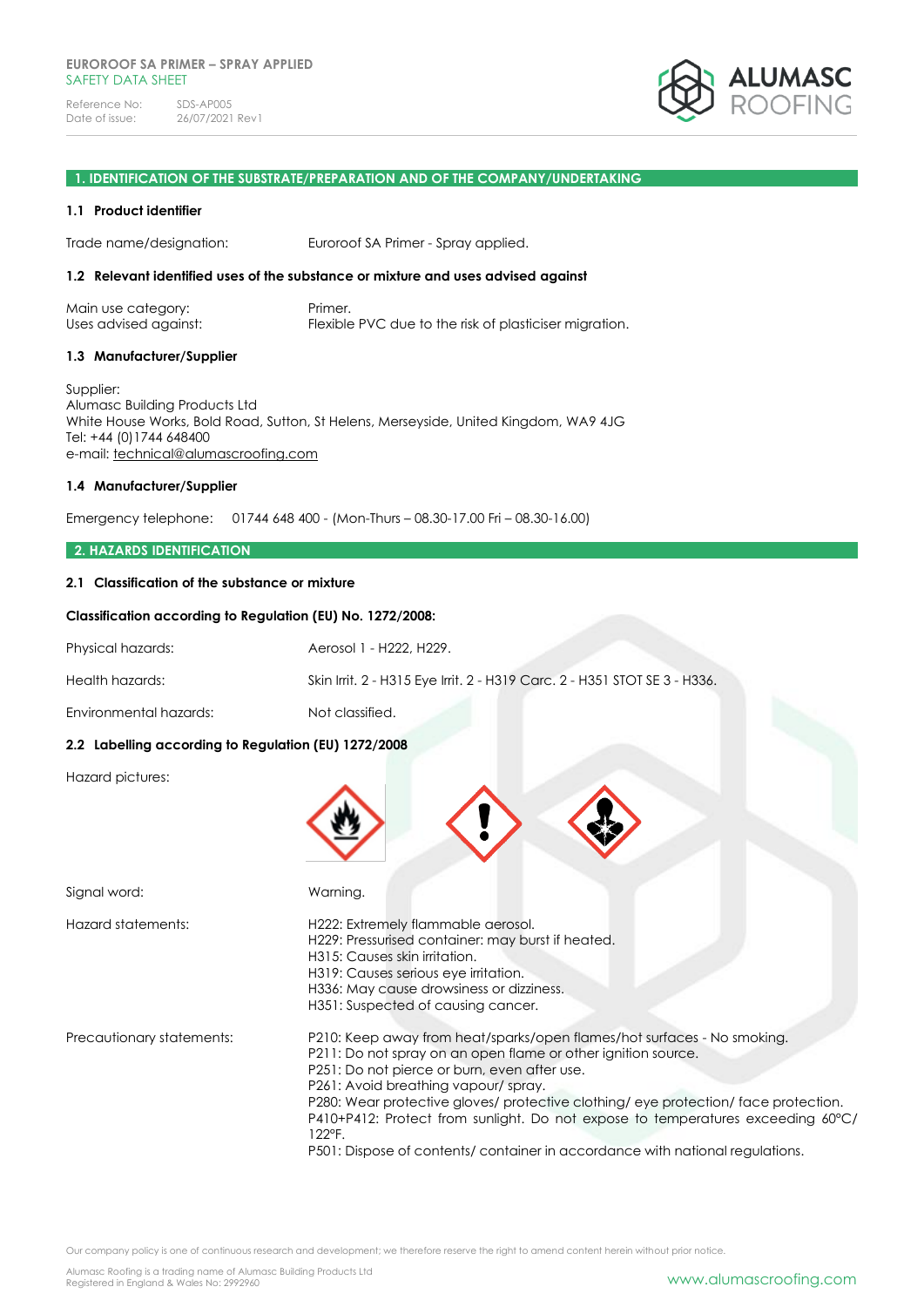**EUROROOF SA PRIMER – SPRAY APPLIED**
SAFETY DATA SHEET

Reference No: SDS-AP005
Date of issue: 26/07/2021 Rev1

## 1. IDENTIFICATION OF THE SUBSTRATE/PREPARATION AND OF THE COMPANY/UNDERTAKING

### 1.1 Product identifier

Trade name/designation: Euroroof SA Primer - Spray applied.

### 1.2 Relevant identified uses of the substance or mixture and uses advised against

Main use category: Primer.
Uses advised against: Flexible PVC due to the risk of plasticiser migration.

### 1.3 Manufacturer/Supplier

Supplier:
Alumasc Building Products Ltd
White House Works, Bold Road, Sutton, St Helens, Merseyside, United Kingdom, WA9 4JG
Tel: +44 (0)1744 648400
e-mail: technical@alumascroofing.com

### 1.4 Manufacturer/Supplier

Emergency telephone: 01744 648 400 - (Mon-Thurs – 08.30-17.00 Fri – 08.30-16.00)

## 2. HAZARDS IDENTIFICATION

### 2.1 Classification of the substance or mixture

**Classification according to Regulation (EU) No. 1272/2008:**

Physical hazards: Aerosol 1 - H222, H229.

Health hazards: Skin Irrit. 2 - H315 Eye Irrit. 2 - H319 Carc. 2 - H351 STOT SE 3 - H336.

Environmental hazards: Not classified.

### 2.2 Labelling according to Regulation (EU) 1272/2008

Hazard pictures:

Signal word: Warning.

Hazard statements:
H222: Extremely flammable aerosol.
H229: Pressurised container: may burst if heated.
H315: Causes skin irritation.
H319: Causes serious eye irritation.
H336: May cause drowsiness or dizziness.
H351: Suspected of causing cancer.

Precautionary statements:
P210: Keep away from heat/sparks/open flames/hot surfaces - No smoking.
P211: Do not spray on an open flame or other ignition source.
P251: Do not pierce or burn, even after use.
P261: Avoid breathing vapour/ spray.
P280: Wear protective gloves/ protective clothing/ eye protection/ face protection.
P410+P412: Protect from sunlight. Do not expose to temperatures exceeding 60°C/ 122°F.
P501: Dispose of contents/ container in accordance with national regulations.

Our company policy is one of continuous research and development; we therefore reserve the right to amend content herein without prior notice.

Alumasc Roofing is a trading name of Alumasc Building Products Ltd
Registered in England & Wales No: 2992960

www.alumascroofing.com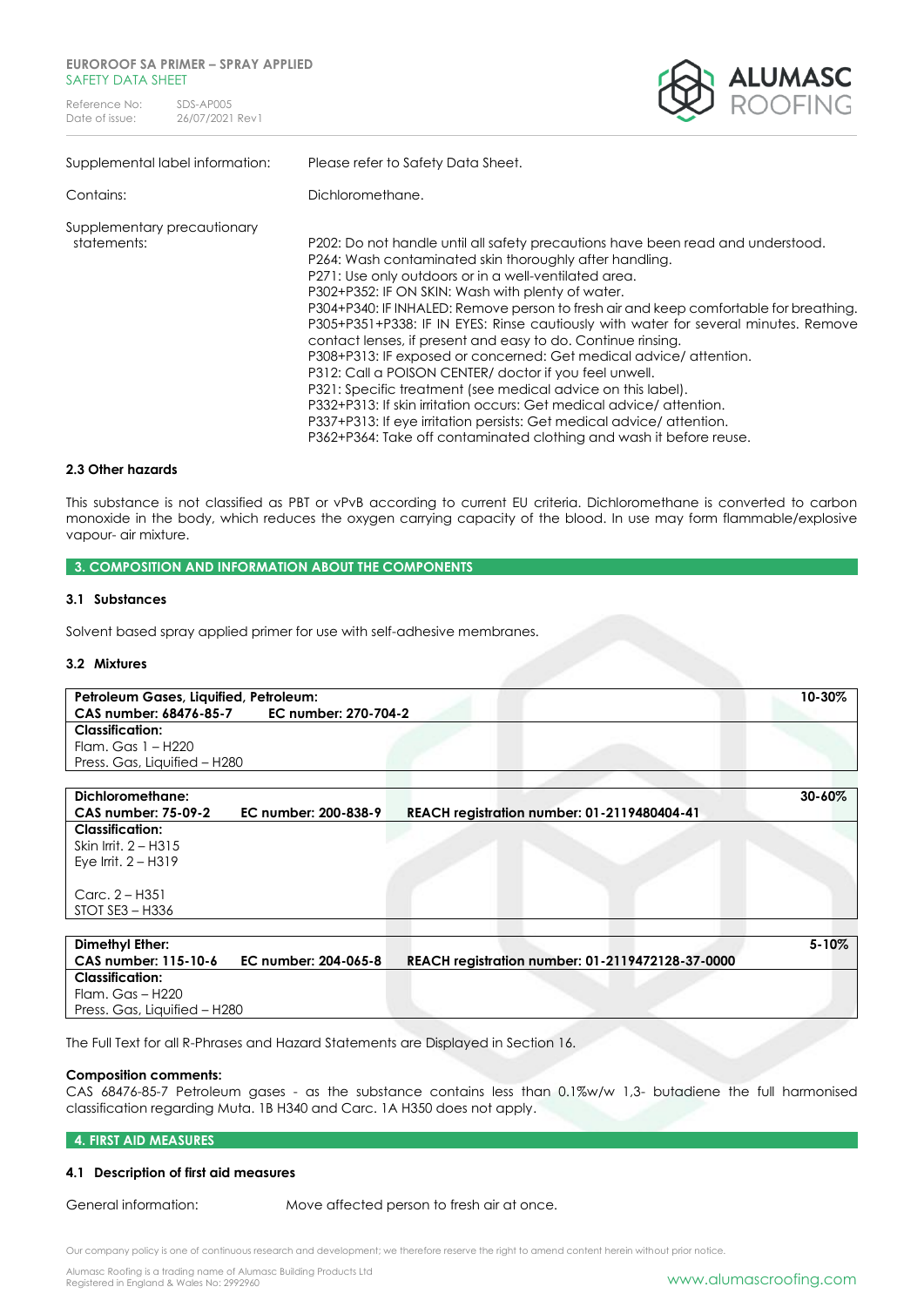Supplemental label information: Please refer to Safety Data Sheet.

Contains: Dichloromethane.

Supplementary precautionary statements:

P202: Do not handle until all safety precautions have been read and understood.
P264: Wash contaminated skin thoroughly after handling.
P271: Use only outdoors or in a well-ventilated area.
P302+P352: IF ON SKIN: Wash with plenty of water.
P304+P340: IF INHALED: Remove person to fresh air and keep comfortable for breathing.
P305+P351+P338: IF IN EYES: Rinse cautiously with water for several minutes. Remove contact lenses, if present and easy to do. Continue rinsing.
P308+P313: IF exposed or concerned: Get medical advice/ attention.
P312: Call a POISON CENTER/ doctor if you feel unwell.
P321: Specific treatment (see medical advice on this label).
P332+P313: If skin irritation occurs: Get medical advice/ attention.
P337+P313: If eye irritation persists: Get medical advice/ attention.
P362+P364: Take off contaminated clothing and wash it before reuse.

### 2.3 Other hazards

This substance is not classified as PBT or vPvB according to current EU criteria. Dichloromethane is converted to carbon monoxide in the body, which reduces the oxygen carrying capacity of the blood. In use may form flammable/explosive vapour- air mixture.

## 3. COMPOSITION AND INFORMATION ABOUT THE COMPONENTS

### 3.1 Substances

Solvent based spray applied primer for use with self-adhesive membranes.

### 3.2 Mixtures

| **Petroleum Gases, Liquified, Petroleum:** | | 10-30% |
|---|---|---|
| **CAS number: 68476-85-7** | **EC number: 270-704-2** | |
| **Classification:**<br>Flam. Gas 1 – H220<br>Press. Gas, Liquified – H280 | | |

| **Dichloromethane:** | | | 30-60% |
|---|---|---|---|
| **CAS number: 75-09-2** | **EC number: 200-838-9** | **REACH registration number: 01-2119480404-41** | |
| **Classification:**<br>Skin Irrit. 2 – H315<br>Eye Irrit. 2 – H319<br><br>Carc. 2 – H351<br>STOT SE3 – H336 | | | |

| **Dimethyl Ether:** | | | 5-10% |
|---|---|---|---|
| **CAS number: 115-10-6** | **EC number: 204-065-8** | **REACH registration number: 01-2119472128-37-0000** | |
| **Classification:**<br>Flam. Gas – H220<br>Press. Gas, Liquified – H280 | | | |

The Full Text for all R-Phrases and Hazard Statements are Displayed in Section 16.

**Composition comments:**

CAS 68476-85-7 Petroleum gases - as the substance contains less than 0.1%w/w 1,3- butadiene the full harmonised classification regarding Muta. 1B H340 and Carc. 1A H350 does not apply.

## 4. FIRST AID MEASURES

### 4.1 Description of first aid measures

General information: Move affected person to fresh air at once.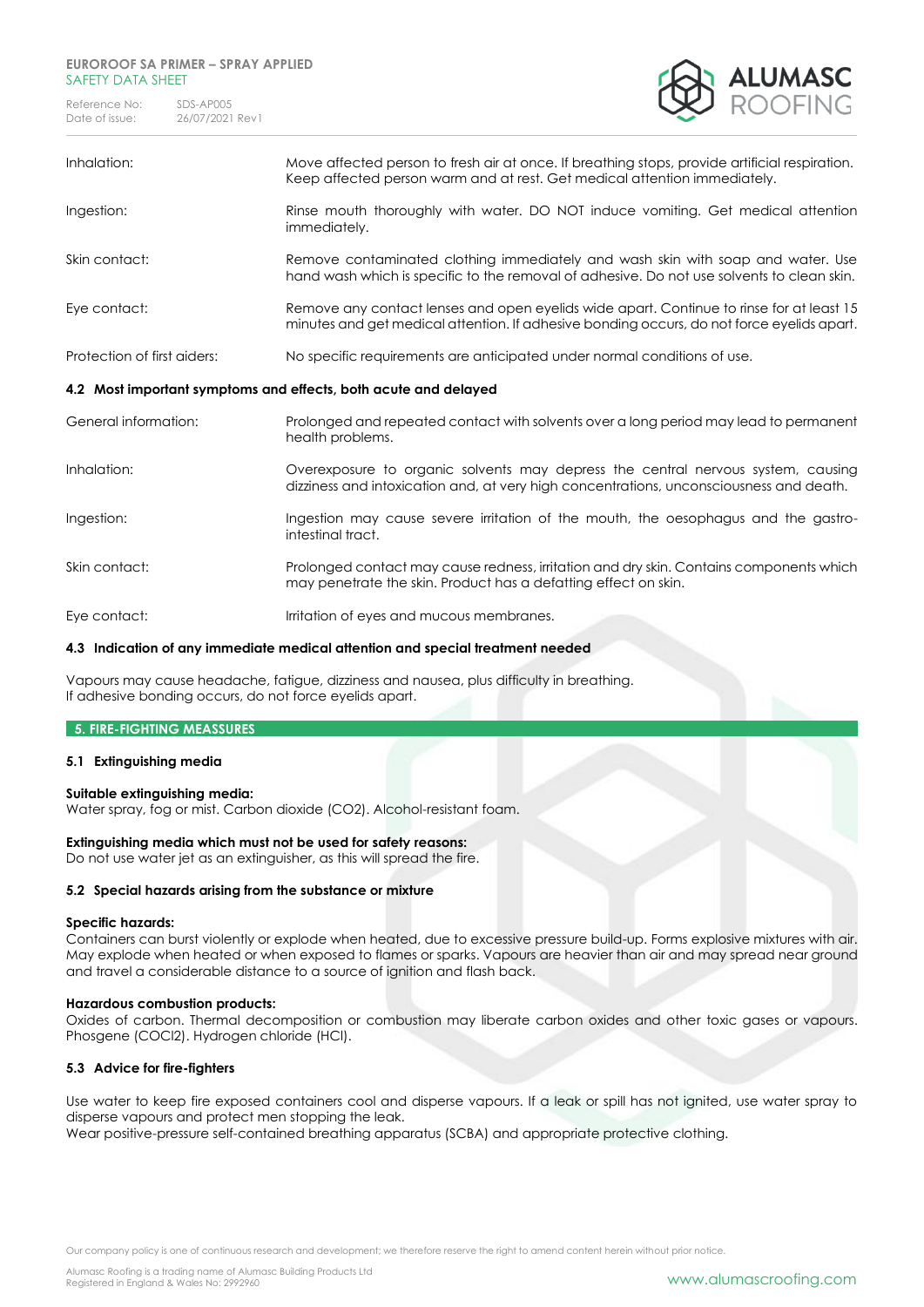| | |
|---|---|
| Inhalation: | Move affected person to fresh air at once. If breathing stops, provide artificial respiration. Keep affected person warm and at rest. Get medical attention immediately. |
| Ingestion: | Rinse mouth thoroughly with water. DO NOT induce vomiting. Get medical attention immediately. |
| Skin contact: | Remove contaminated clothing immediately and wash skin with soap and water. Use hand wash which is specific to the removal of adhesive. Do not use solvents to clean skin. |
| Eye contact: | Remove any contact lenses and open eyelids wide apart. Continue to rinse for at least 15 minutes and get medical attention. If adhesive bonding occurs, do not force eyelids apart. |
| Protection of first aiders: | No specific requirements are anticipated under normal conditions of use. |

### 4.2 Most important symptoms and effects, both acute and delayed

| | |
|---|---|
| General information: | Prolonged and repeated contact with solvents over a long period may lead to permanent health problems. |
| Inhalation: | Overexposure to organic solvents may depress the central nervous system, causing dizziness and intoxication and, at very high concentrations, unconsciousness and death. |
| Ingestion: | Ingestion may cause severe irritation of the mouth, the oesophagus and the gastro-intestinal tract. |
| Skin contact: | Prolonged contact may cause redness, irritation and dry skin. Contains components which may penetrate the skin. Product has a defatting effect on skin. |
| Eye contact: | Irritation of eyes and mucous membranes. |

### 4.3 Indication of any immediate medical attention and special treatment needed

Vapours may cause headache, fatigue, dizziness and nausea, plus difficulty in breathing.
If adhesive bonding occurs, do not force eyelids apart.

## 5. FIRE-FIGHTING MEASSURES

### 5.1 Extinguishing media

**Suitable extinguishing media:**
Water spray, fog or mist. Carbon dioxide ($CO_2$). Alcohol-resistant foam.

**Extinguishing media which must not be used for safety reasons:**
Do not use water jet as an extinguisher, as this will spread the fire.

### 5.2 Special hazards arising from the substance or mixture

**Specific hazards:**
Containers can burst violently or explode when heated, due to excessive pressure build-up. Forms explosive mixtures with air. May explode when heated or when exposed to flames or sparks. Vapours are heavier than air and may spread near ground and travel a considerable distance to a source of ignition and flash back.

**Hazardous combustion products:**
Oxides of carbon. Thermal decomposition or combustion may liberate carbon oxides and other toxic gases or vapours. Phosgene ($COCl_2$). Hydrogen chloride (HCl).

### 5.3 Advice for fire-fighters

Use water to keep fire exposed containers cool and disperse vapours. If a leak or spill has not ignited, use water spray to disperse vapours and protect men stopping the leak.
Wear positive-pressure self-contained breathing apparatus (SCBA) and appropriate protective clothing.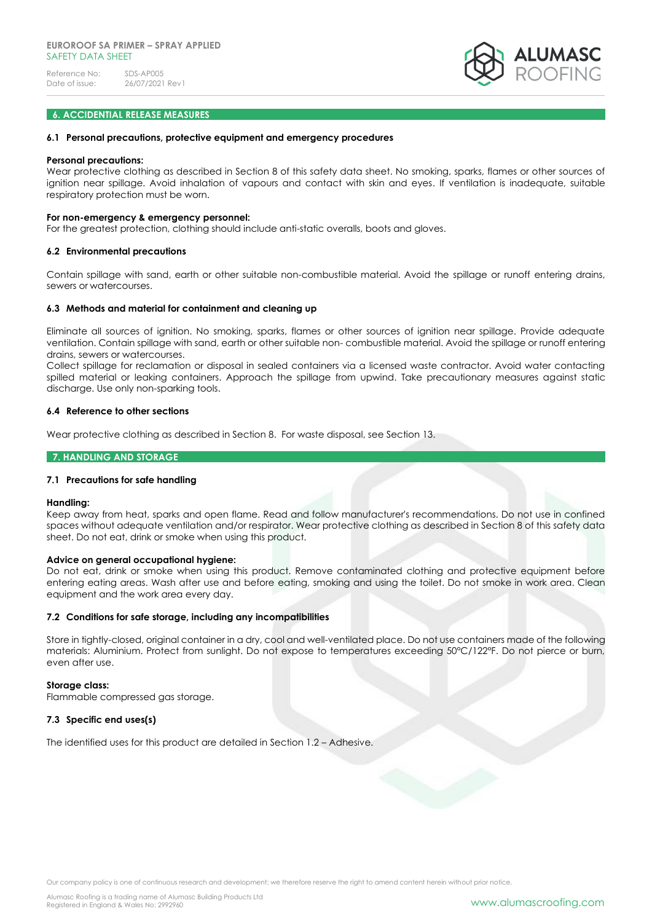## 6. ACCIDENTAL RELEASE MEASURES

### 6.1 Personal precautions, protective equipment and emergency procedures

**Personal precautions:**
Wear protective clothing as described in Section 8 of this safety data sheet. No smoking, sparks, flames or other sources of ignition near spillage. Avoid inhalation of vapours and contact with skin and eyes. If ventilation is inadequate, suitable respiratory protection must be worn.

**For non-emergency & emergency personnel:**
For the greatest protection, clothing should include anti-static overalls, boots and gloves.

### 6.2 Environmental precautions

Contain spillage with sand, earth or other suitable non-combustible material. Avoid the spillage or runoff entering drains, sewers or watercourses.

### 6.3 Methods and material for containment and cleaning up

Eliminate all sources of ignition. No smoking, sparks, flames or other sources of ignition near spillage. Provide adequate ventilation. Contain spillage with sand, earth or other suitable non- combustible material. Avoid the spillage or runoff entering drains, sewers or watercourses.
Collect spillage for reclamation or disposal in sealed containers via a licensed waste contractor. Avoid water contacting spilled material or leaking containers. Approach the spillage from upwind. Take precautionary measures against static discharge. Use only non-sparking tools.

### 6.4 Reference to other sections

Wear protective clothing as described in Section 8. For waste disposal, see Section 13.

## 7. HANDLING AND STORAGE

### 7.1 Precautions for safe handling

**Handling:**
Keep away from heat, sparks and open flame. Read and follow manufacturer's recommendations. Do not use in confined spaces without adequate ventilation and/or respirator. Wear protective clothing as described in Section 8 of this safety data sheet. Do not eat, drink or smoke when using this product.

**Advice on general occupational hygiene:**
Do not eat, drink or smoke when using this product. Remove contaminated clothing and protective equipment before entering eating areas. Wash after use and before eating, smoking and using the toilet. Do not smoke in work area. Clean equipment and the work area every day.

### 7.2 Conditions for safe storage, including any incompatibilities

Store in tightly-closed, original container in a dry, cool and well-ventilated place. Do not use containers made of the following materials: Aluminium. Protect from sunlight. Do not expose to temperatures exceeding 50°C/122°F. Do not pierce or burn, even after use.

**Storage class:**
Flammable compressed gas storage.

### 7.3 Specific end uses(s)

The identified uses for this product are detailed in Section 1.2 – Adhesive.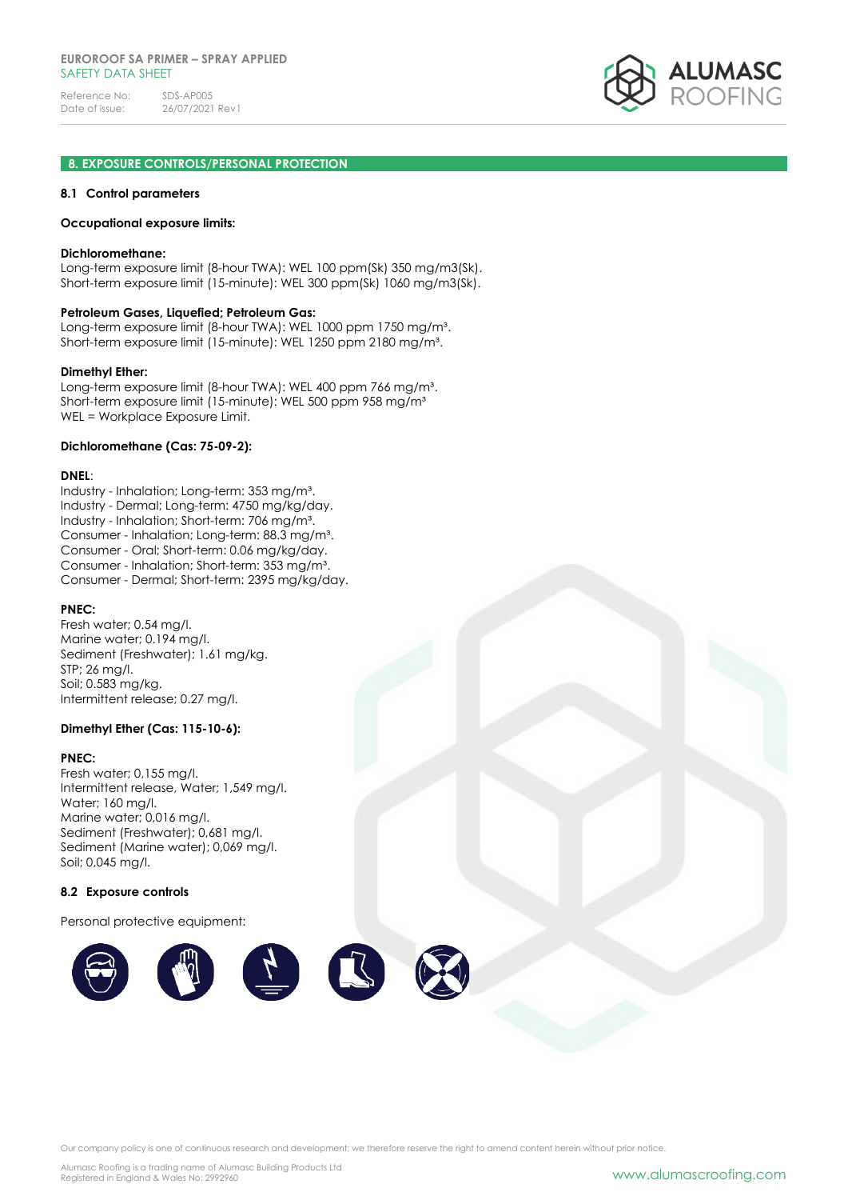## 8. EXPOSURE CONTROLS/PERSONAL PROTECTION

### 8.1 Control parameters

**Occupational exposure limits:**

**Dichloromethane:**
Long-term exposure limit (8-hour TWA): WEL 100 ppm(Sk) 350 mg/m3(Sk).
Short-term exposure limit (15-minute): WEL 300 ppm(Sk) 1060 mg/m3(Sk).

**Petroleum Gases, Liquefied; Petroleum Gas:**
Long-term exposure limit (8-hour TWA): WEL 1000 ppm 1750 mg/m³.
Short-term exposure limit (15-minute): WEL 1250 ppm 2180 mg/m³.

**Dimethyl Ether:**
Long-term exposure limit (8-hour TWA): WEL 400 ppm 766 mg/m³.
Short-term exposure limit (15-minute): WEL 500 ppm 958 mg/m³
WEL = Workplace Exposure Limit.

**Dichloromethane (Cas: 75-09-2):**

**DNEL**:
Industry - Inhalation; Long-term: 353 mg/m³.
Industry - Dermal; Long-term: 4750 mg/kg/day.
Industry - Inhalation; Short-term: 706 mg/m³.
Consumer - Inhalation; Long-term: 88.3 mg/m³.
Consumer - Oral; Short-term: 0.06 mg/kg/day.
Consumer - Inhalation; Short-term: 353 mg/m³.
Consumer - Dermal; Short-term: 2395 mg/kg/day.

**PNEC:**
Fresh water; 0.54 mg/l.
Marine water; 0.194 mg/l.
Sediment (Freshwater); 1.61 mg/kg.
STP; 26 mg/l.
Soil; 0.583 mg/kg.
Intermittent release; 0.27 mg/l.

**Dimethyl Ether (Cas: 115-10-6):**

**PNEC:**
Fresh water; 0,155 mg/l.
Intermittent release, Water; 1,549 mg/l.
Water; 160 mg/l.
Marine water; 0,016 mg/l.
Sediment (Freshwater); 0,681 mg/l.
Sediment (Marine water); 0,069 mg/l.
Soil; 0,045 mg/l.

### 8.2 Exposure controls

Personal protective equipment: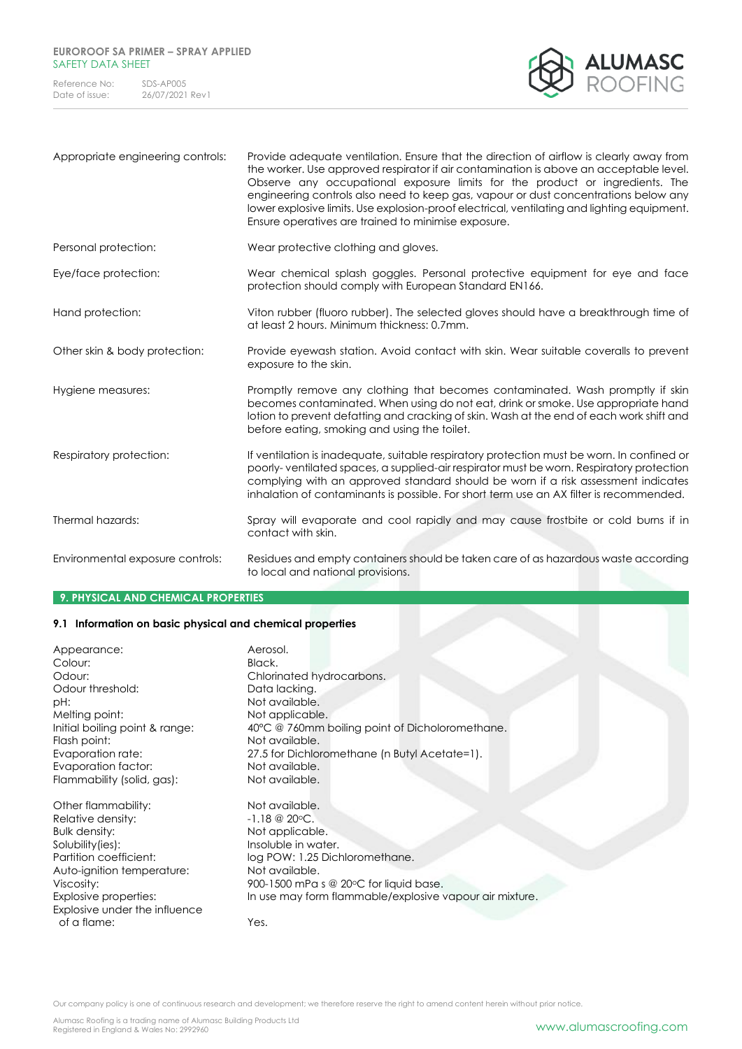| | |
|---|---|
| Appropriate engineering controls: | Provide adequate ventilation. Ensure that the direction of airflow is clearly away from the worker. Use approved respirator if air contamination is above an acceptable level. Observe any occupational exposure limits for the product or ingredients. The engineering controls also need to keep gas, vapour or dust concentrations below any lower explosive limits. Use explosion-proof electrical, ventilating and lighting equipment. Ensure operatives are trained to minimise exposure. |
| Personal protection: | Wear protective clothing and gloves. |
| Eye/face protection: | Wear chemical splash goggles. Personal protective equipment for eye and face protection should comply with European Standard EN166. |
| Hand protection: | Viton rubber (fluoro rubber). The selected gloves should have a breakthrough time of at least 2 hours. Minimum thickness: 0.7mm. |
| Other skin & body protection: | Provide eyewash station. Avoid contact with skin. Wear suitable coveralls to prevent exposure to the skin. |
| Hygiene measures: | Promptly remove any clothing that becomes contaminated. Wash promptly if skin becomes contaminated. When using do not eat, drink or smoke. Use appropriate hand lotion to prevent defatting and cracking of skin. Wash at the end of each work shift and before eating, smoking and using the toilet. |
| Respiratory protection: | If ventilation is inadequate, suitable respiratory protection must be worn. In confined or poorly- ventilated spaces, a supplied-air respirator must be worn. Respiratory protection complying with an approved standard should be worn if a risk assessment indicates inhalation of contaminants is possible. For short term use an AX filter is recommended. |
| Thermal hazards: | Spray will evaporate and cool rapidly and may cause frostbite or cold burns if in contact with skin. |
| Environmental exposure controls: | Residues and empty containers should be taken care of as hazardous waste according to local and national provisions. |

## 9. PHYSICAL AND CHEMICAL PROPERTIES

### 9.1 Information on basic physical and chemical properties

| | |
|---|---|
| Appearance: | Aerosol. |
| Colour: | Black. |
| Odour: | Chlorinated hydrocarbons. |
| Odour threshold: | Data lacking. |
| pH: | Not available. |
| Melting point: | Not applicable. |
| Initial boiling point & range: | 40°C @ 760mm boiling point of Dicholoromethane. |
| Flash point: | Not available. |
| Evaporation rate: | 27.5 for Dichloromethane (n Butyl Acetate=1). |
| Evaporation factor: | Not available. |
| Flammability (solid, gas): | Not available. |
| Other flammability: | Not available. |
| Relative density: | -1.18 @ 20°C. |
| Bulk density: | Not applicable. |
| Solubility(ies): | Insoluble in water. |
| Partition coefficient: | log POW: 1.25 Dichloromethane. |
| Auto-ignition temperature: | Not available. |
| Viscosity: | 900-1500 mPa s @ 20°C for liquid base. |
| Explosive properties: | In use may form flammable/explosive vapour air mixture. |
| Explosive under the influence of a flame: | Yes. |

Our company policy is one of continuous research and development; we therefore reserve the right to amend content herein without prior notice.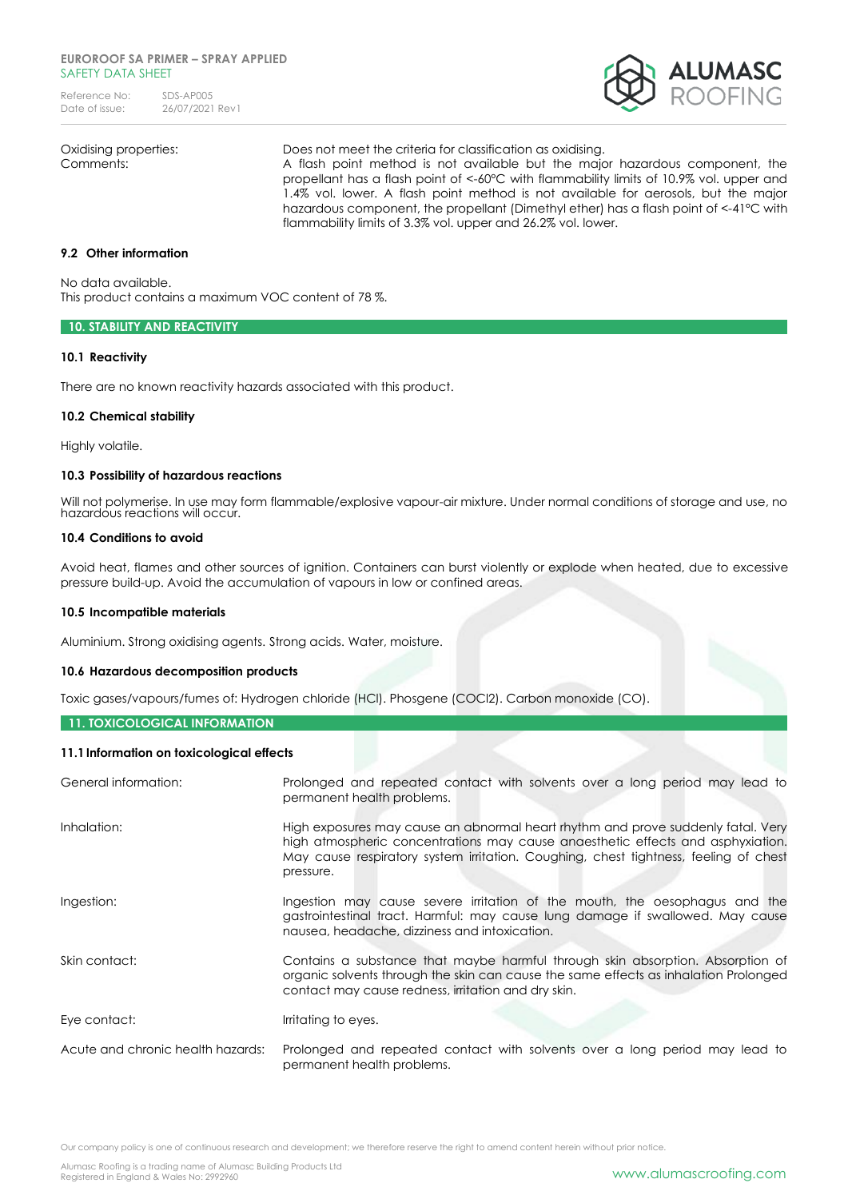| | |
|---|---|
| Oxidising properties: | Does not meet the criteria for classification as oxidising. |
| Comments: | A flash point method is not available but the major hazardous component, the propellant has a flash point of <-60°C with flammability limits of 10.9% vol. upper and 1.4% vol. lower. A flash point method is not available for aerosols, but the major hazardous component, the propellant (Dimethyl ether) has a flash point of <-41°C with flammability limits of 3.3% vol. upper and 26.2% vol. lower. |

### 9.2 Other information

No data available.
This product contains a maximum VOC content of 78 %.

## 10. STABILITY AND REACTIVITY

### 10.1 Reactivity

There are no known reactivity hazards associated with this product.

### 10.2 Chemical stability

Highly volatile.

### 10.3 Possibility of hazardous reactions

Will not polymerise. In use may form flammable/explosive vapour-air mixture. Under normal conditions of storage and use, no hazardous reactions will occur.

### 10.4 Conditions to avoid

Avoid heat, flames and other sources of ignition. Containers can burst violently or explode when heated, due to excessive pressure build-up. Avoid the accumulation of vapours in low or confined areas.

### 10.5 Incompatible materials

Aluminium. Strong oxidising agents. Strong acids. Water, moisture.

### 10.6 Hazardous decomposition products

Toxic gases/vapours/fumes of: Hydrogen chloride ($HCl$). Phosgene ($COCl_2$). Carbon monoxide ($CO$).

## 11. TOXICOLOGICAL INFORMATION

### 11.1 Information on toxicological effects

| | |
|---|---|
| General information: | Prolonged and repeated contact with solvents over a long period may lead to permanent health problems. |
| Inhalation: | High exposures may cause an abnormal heart rhythm and prove suddenly fatal. Very high atmospheric concentrations may cause anaesthetic effects and asphyxiation. May cause respiratory system irritation. Coughing, chest tightness, feeling of chest pressure. |
| Ingestion: | Ingestion may cause severe irritation of the mouth, the oesophagus and the gastrointestinal tract. Harmful: may cause lung damage if swallowed. May cause nausea, headache, dizziness and intoxication. |
| Skin contact: | Contains a substance that maybe harmful through skin absorption. Absorption of organic solvents through the skin can cause the same effects as inhalation Prolonged contact may cause redness, irritation and dry skin. |
| Eye contact: | Irritating to eyes. |
| Acute and chronic health hazards: | Prolonged and repeated contact with solvents over a long period may lead to permanent health problems. |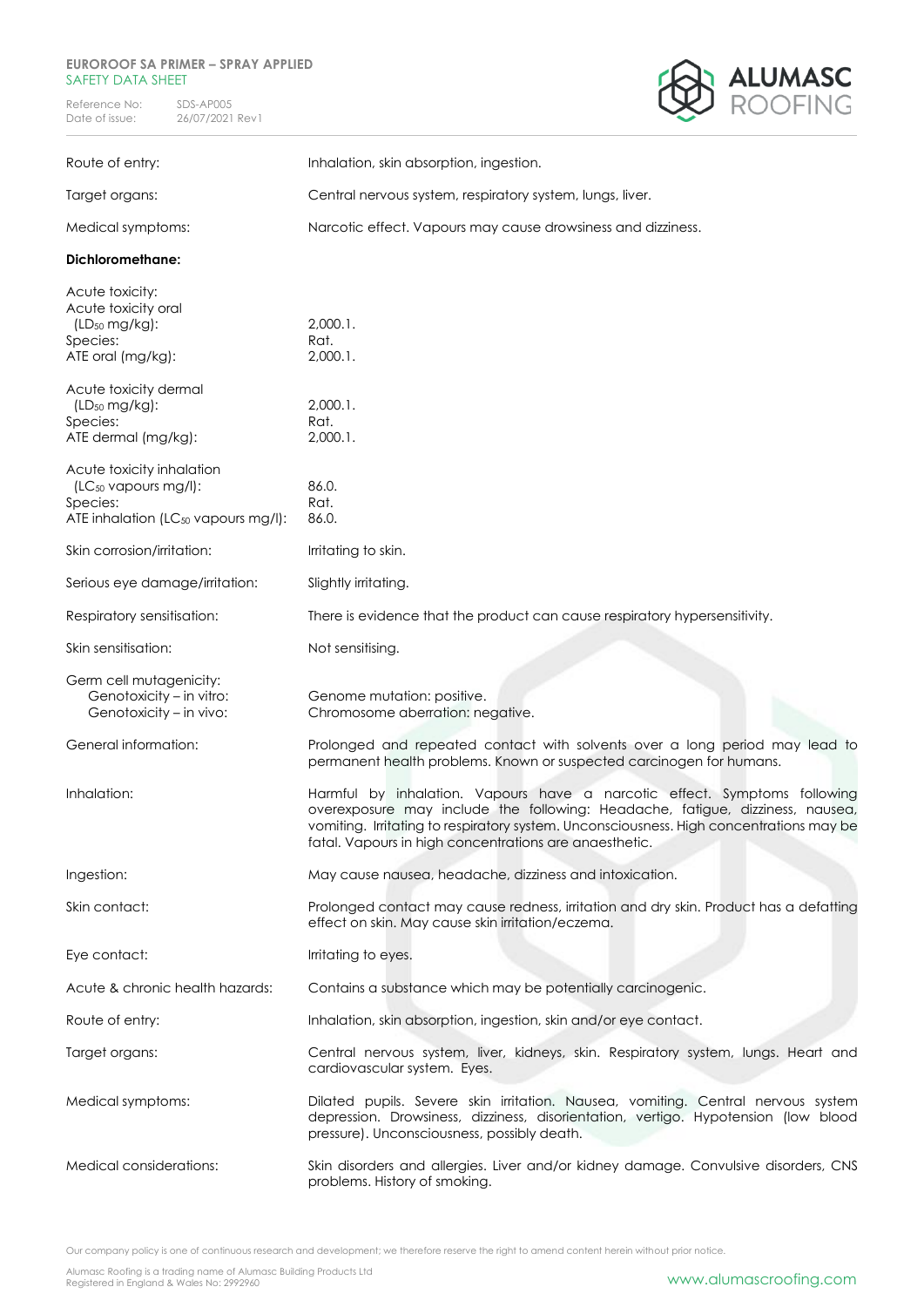| | |
|---|---|
| Route of entry: | Inhalation, skin absorption, ingestion. |
| Target organs: | Central nervous system, respiratory system, lungs, liver. |
| Medical symptoms: | Narcotic effect. Vapours may cause drowsiness and dizziness. |

**Dichloromethane:**

| | |
|---|---|
| Acute toxicity: | |
| Acute toxicity oral ($LD_{50}$ mg/kg): | 2,000.1. |
| Species: | Rat. |
| ATE oral (mg/kg): | 2,000.1. |
| Acute toxicity dermal ($LD_{50}$ mg/kg): | 2,000.1. |
| Species: | Rat. |
| ATE dermal (mg/kg): | 2,000.1. |
| Acute toxicity inhalation ($LC_{50}$ vapours mg/l): | 86.0. |
| Species: | Rat. |
| ATE inhalation ($LC_{50}$ vapours mg/l): | 86.0. |
| Skin corrosion/irritation: | Irritating to skin. |
| Serious eye damage/irritation: | Slightly irritating. |
| Respiratory sensitisation: | There is evidence that the product can cause respiratory hypersensitivity. |
| Skin sensitisation: | Not sensitising. |
| Germ cell mutagenicity: | |
| Genotoxicity – in vitro: | Genome mutation: positive. |
| Genotoxicity – in vivo: | Chromosome aberration: negative. |
| General information: | Prolonged and repeated contact with solvents over a long period may lead to permanent health problems. Known or suspected carcinogen for humans. |
| Inhalation: | Harmful by inhalation. Vapours have a narcotic effect. Symptoms following overexposure may include the following: Headache, fatigue, dizziness, nausea, vomiting. Irritating to respiratory system. Unconsciousness. High concentrations may be fatal. Vapours in high concentrations are anaesthetic. |
| Ingestion: | May cause nausea, headache, dizziness and intoxication. |
| Skin contact: | Prolonged contact may cause redness, irritation and dry skin. Product has a defatting effect on skin. May cause skin irritation/eczema. |
| Eye contact: | Irritating to eyes. |
| Acute & chronic health hazards: | Contains a substance which may be potentially carcinogenic. |
| Route of entry: | Inhalation, skin absorption, ingestion, skin and/or eye contact. |
| Target organs: | Central nervous system, liver, kidneys, skin. Respiratory system, lungs. Heart and cardiovascular system. Eyes. |
| Medical symptoms: | Dilated pupils. Severe skin irritation. Nausea, vomiting. Central nervous system depression. Drowsiness, dizziness, disorientation, vertigo. Hypotension (low blood pressure). Unconsciousness, possibly death. |
| Medical considerations: | Skin disorders and allergies. Liver and/or kidney damage. Convulsive disorders, CNS problems. History of smoking. |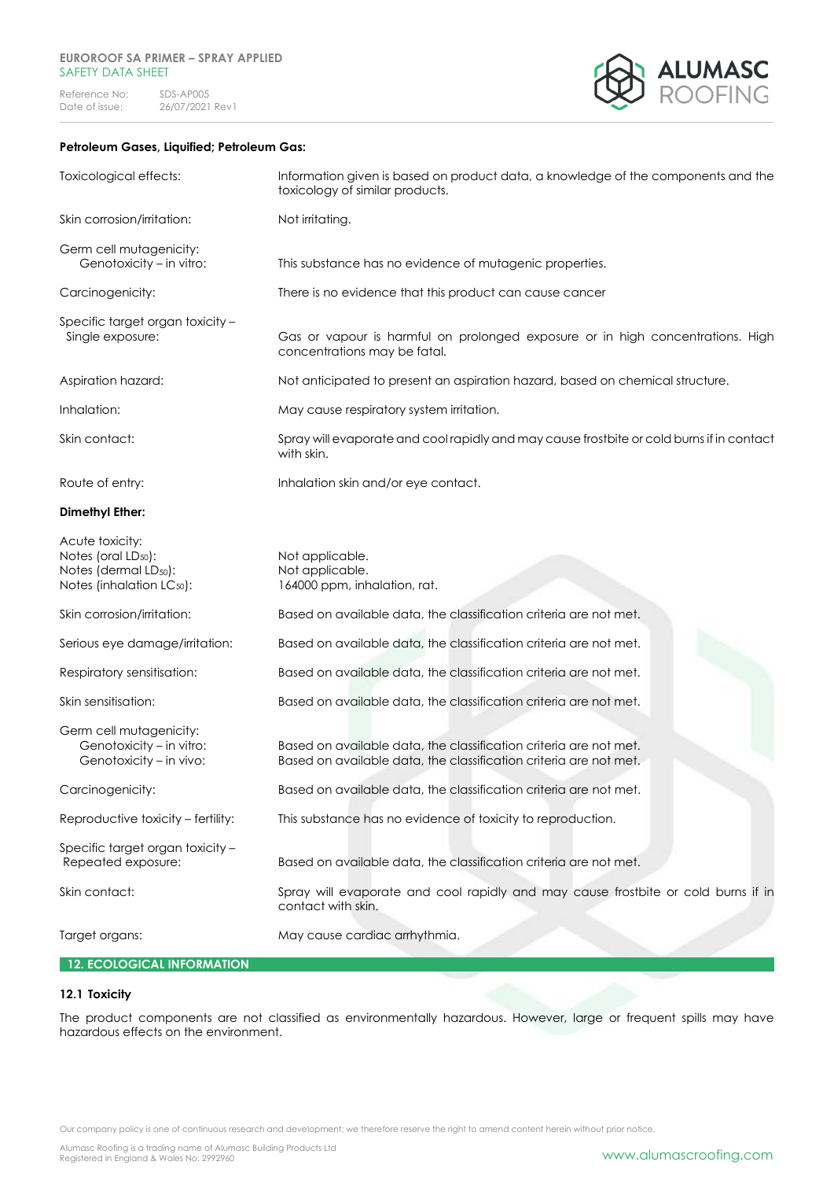**Petroleum Gases, Liquified; Petroleum Gas:**

| | |
|---|---|
| Toxicological effects: | Information given is based on product data, a knowledge of the components and the toxicology of similar products. |
| Skin corrosion/irritation: | Not irritating. |
| Germ cell mutagenicity: Genotoxicity – in vitro: | This substance has no evidence of mutagenic properties. |
| Carcinogenicity: | There is no evidence that this product can cause cancer |
| Specific target organ toxicity – Single exposure: | Gas or vapour is harmful on prolonged exposure or in high concentrations. High concentrations may be fatal. |
| Aspiration hazard: | Not anticipated to present an aspiration hazard, based on chemical structure. |
| Inhalation: | May cause respiratory system irritation. |
| Skin contact: | Spray will evaporate and cool rapidly and may cause frostbite or cold burns if in contact with skin. |
| Route of entry: | Inhalation skin and/or eye contact. |

**Dimethyl Ether:**

| | |
|---|---|
| Acute toxicity: | |
| Notes (oral $LD_{50}$): | Not applicable. |
| Notes (dermal $LD_{50}$): | Not applicable. |
| Notes (inhalation $LC_{50}$): | 164000 ppm, inhalation, rat. |
| Skin corrosion/irritation: | Based on available data, the classification criteria are not met. |
| Serious eye damage/irritation: | Based on available data, the classification criteria are not met. |
| Respiratory sensitisation: | Based on available data, the classification criteria are not met. |
| Skin sensitisation: | Based on available data, the classification criteria are not met. |
| Germ cell mutagenicity: | |
| Genotoxicity – in vitro: | Based on available data, the classification criteria are not met. |
| Genotoxicity – in vivo: | Based on available data, the classification criteria are not met. |
| Carcinogenicity: | Based on available data, the classification criteria are not met. |
| Reproductive toxicity – fertility: | This substance has no evidence of toxicity to reproduction. |
| Specific target organ toxicity – Repeated exposure: | Based on available data, the classification criteria are not met. |
| Skin contact: | Spray will evaporate and cool rapidly and may cause frostbite or cold burns if in contact with skin. |
| Target organs: | May cause cardiac arrhythmia. |

## 12. ECOLOGICAL INFORMATION

### 12.1 Toxicity

The product components are not classified as environmentally hazardous. However, large or frequent spills may have hazardous effects on the environment.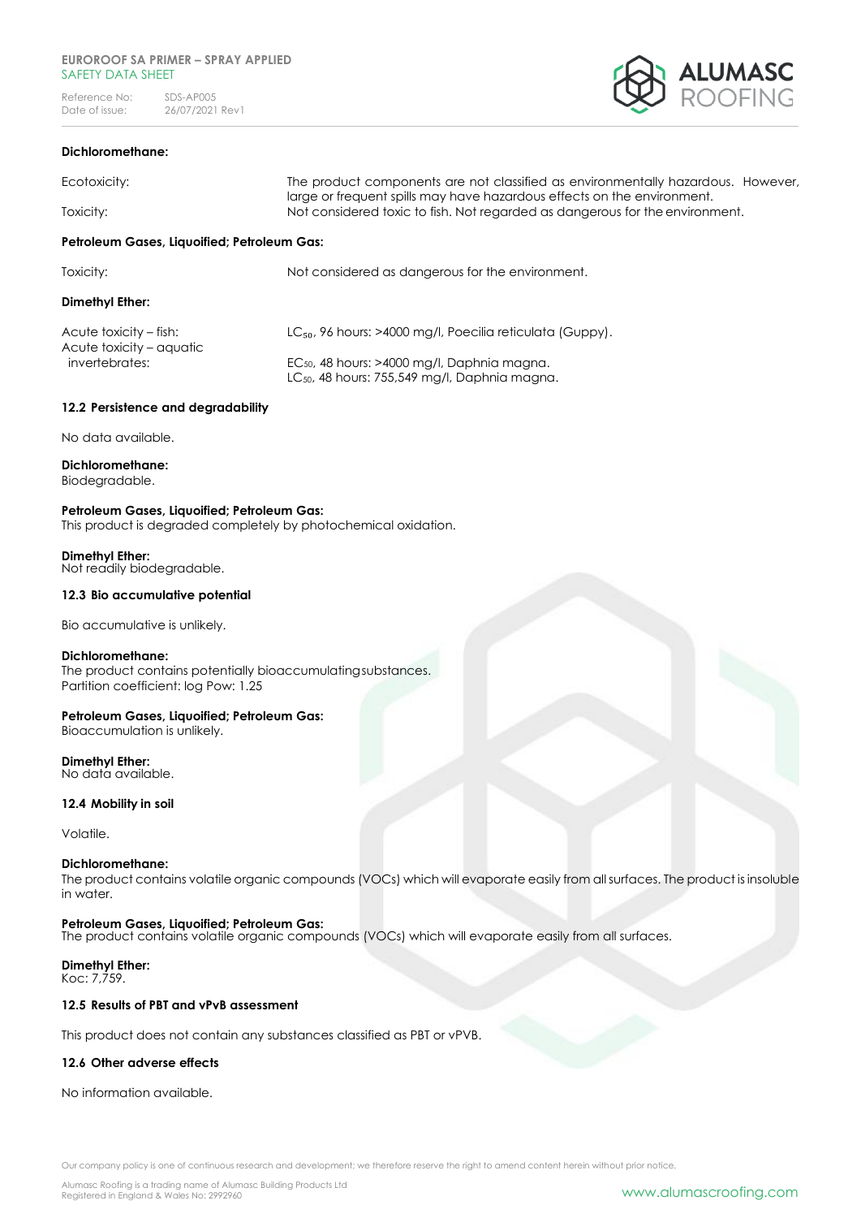**Dichloromethane:**

| | |
|---|---|
| Ecotoxicity: | The product components are not classified as environmentally hazardous. However, large or frequent spills may have hazardous effects on the environment. |
| Toxicity: | Not considered toxic to fish. Not regarded as dangerous for the environment. |

**Petroleum Gases, Liquoified; Petroleum Gas:**

| | |
|---|---|
| Toxicity: | Not considered as dangerous for the environment. |

**Dimethyl Ether:**

| | |
|---|---|
| Acute toxicity – fish: | $LC_{50}$, 96 hours: >4000 mg/l, Poecilia reticulata (Guppy). |
| Acute toxicity – aquatic invertebrates: | $EC_{50}$, 48 hours: >4000 mg/l, Daphnia magna.<br>$LC_{50}$, 48 hours: 755,549 mg/l, Daphnia magna. |

### 12.2 Persistence and degradability

No data available.

**Dichloromethane:**
Biodegradable.

**Petroleum Gases, Liquoified; Petroleum Gas:**
This product is degraded completely by photochemical oxidation.

**Dimethyl Ether:**
Not readily biodegradable.

### 12.3 Bio accumulative potential

Bio accumulative is unlikely.

**Dichloromethane:**
The product contains potentially bioaccumulating substances.
Partition coefficient: log Pow: 1.25

**Petroleum Gases, Liquoified; Petroleum Gas:**
Bioaccumulation is unlikely.

**Dimethyl Ether:**
No data available.

### 12.4 Mobility in soil

Volatile.

**Dichloromethane:**
The product contains volatile organic compounds (VOCs) which will evaporate easily from all surfaces. The product is insoluble in water.

**Petroleum Gases, Liquoified; Petroleum Gas:**
The product contains volatile organic compounds (VOCs) which will evaporate easily from all surfaces.

**Dimethyl Ether:**
Koc: 7,759.

### 12.5 Results of PBT and vPvB assessment

This product does not contain any substances classified as PBT or vPVB.

### 12.6 Other adverse effects

No information available.

Our company policy is one of continuous research and development; we therefore reserve the right to amend content herein without prior notice.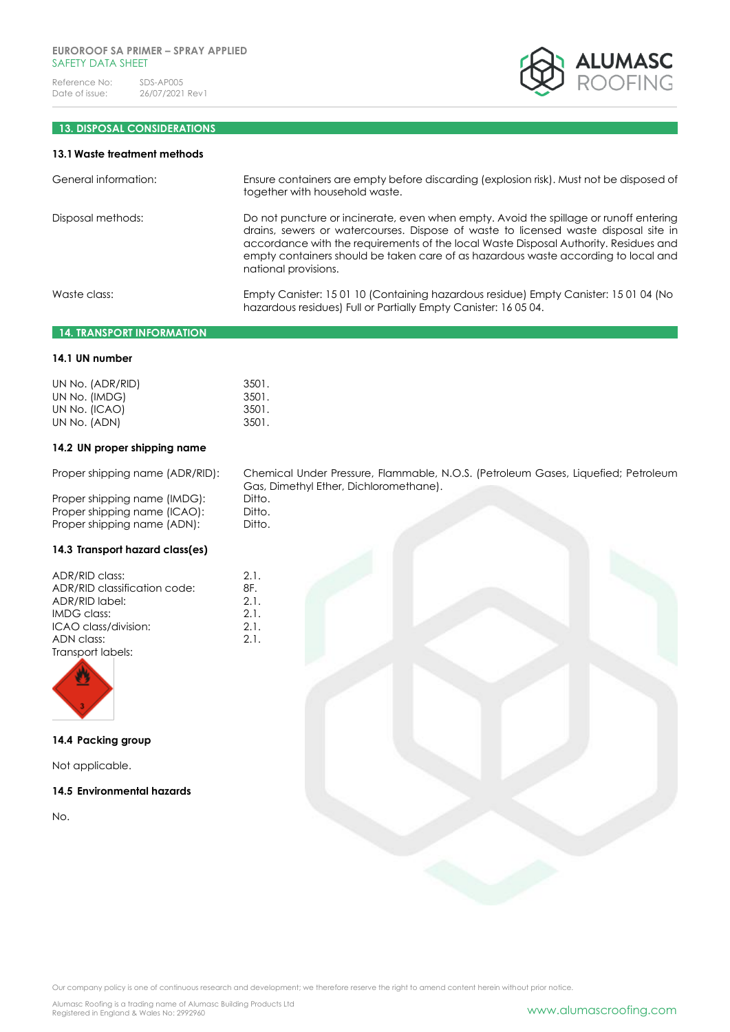## 13. DISPOSAL CONSIDERATIONS

### 13.1 Waste treatment methods

| | |
|---|---|
| General information: | Ensure containers are empty before discarding (explosion risk). Must not be disposed of together with household waste. |
| Disposal methods: | Do not puncture or incinerate, even when empty. Avoid the spillage or runoff entering drains, sewers or watercourses. Dispose of waste to licensed waste disposal site in accordance with the requirements of the local Waste Disposal Authority. Residues and empty containers should be taken care of as hazardous waste according to local and national provisions. |
| Waste class: | Empty Canister: 15 01 10 (Containing hazardous residue) Empty Canister: 15 01 04 (No hazardous residues) Full or Partially Empty Canister: 16 05 04. |

## 14. TRANSPORT INFORMATION

### 14.1 UN number

| | |
|---|---|
| UN No. (ADR/RID) | 3501. |
| UN No. (IMDG) | 3501. |
| UN No. (ICAO) | 3501. |
| UN No. (ADN) | 3501. |

### 14.2 UN proper shipping name

| | |
|---|---|
| Proper shipping name (ADR/RID): | Chemical Under Pressure, Flammable, N.O.S. (Petroleum Gases, Liquefied; Petroleum Gas, Dimethyl Ether, Dichloromethane). |
| Proper shipping name (IMDG): | Ditto. |
| Proper shipping name (ICAO): | Ditto. |
| Proper shipping name (ADN): | Ditto. |

### 14.3 Transport hazard class(es)

| | |
|---|---|
| ADR/RID class: | 2.1. |
| ADR/RID classification code: | 8F. |
| ADR/RID label: | 2.1. |
| IMDG class: | 2.1. |
| ICAO class/division: | 2.1. |
| ADN class: | 2.1. |

Transport labels:

### 14.4 Packing group

Not applicable.

### 14.5 Environmental hazards

No.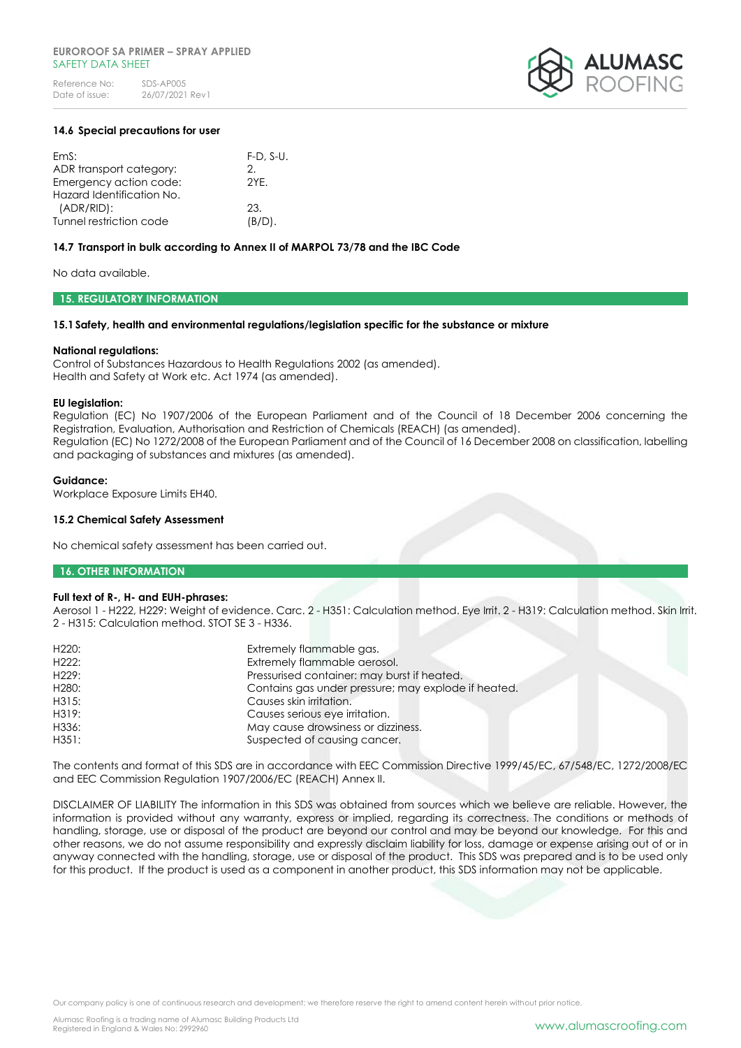### 14.6 Special precautions for user

| | |
|---|---|
| EmS: | F-D, S-U. |
| ADR transport category: | 2. |
| Emergency action code: | 2YE. |
| Hazard Identification No. (ADR/RID): | 23. |
| Tunnel restriction code | (B/D). |

### 14.7 Transport in bulk according to Annex II of MARPOL 73/78 and the IBC Code

No data available.

## 15. REGULATORY INFORMATION

### 15.1 Safety, health and environmental regulations/legislation specific for the substance or mixture

**National regulations:**
Control of Substances Hazardous to Health Regulations 2002 (as amended).
Health and Safety at Work etc. Act 1974 (as amended).

**EU legislation:**
Regulation (EC) No 1907/2006 of the European Parliament and of the Council of 18 December 2006 concerning the Registration, Evaluation, Authorisation and Restriction of Chemicals (REACH) (as amended).
Regulation (EC) No 1272/2008 of the European Parliament and of the Council of 16 December 2008 on classification, labelling and packaging of substances and mixtures (as amended).

**Guidance:**
Workplace Exposure Limits EH40.

### 15.2 Chemical Safety Assessment

No chemical safety assessment has been carried out.

## 16. OTHER INFORMATION

**Full text of R-, H- and EUH-phrases:**
Aerosol 1 - H222, H229: Weight of evidence. Carc. 2 - H351: Calculation method. Eye Irrit. 2 - H319: Calculation method. Skin Irrit. 2 - H315: Calculation method. STOT SE 3 - H336.

| | |
|---|---|
| H220: | Extremely flammable gas. |
| H222: | Extremely flammable aerosol. |
| H229: | Pressurised container: may burst if heated. |
| H280: | Contains gas under pressure; may explode if heated. |
| H315: | Causes skin irritation. |
| H319: | Causes serious eye irritation. |
| H336: | May cause drowsiness or dizziness. |
| H351: | Suspected of causing cancer. |

The contents and format of this SDS are in accordance with EEC Commission Directive 1999/45/EC, 67/548/EC, 1272/2008/EC and EEC Commission Regulation 1907/2006/EC (REACH) Annex II.

DISCLAIMER OF LIABILITY The information in this SDS was obtained from sources which we believe are reliable. However, the information is provided without any warranty, express or implied, regarding its correctness. The conditions or methods of handling, storage, use or disposal of the product are beyond our control and may be beyond our knowledge. For this and other reasons, we do not assume responsibility and expressly disclaim liability for loss, damage or expense arising out of or in anyway connected with the handling, storage, use or disposal of the product. This SDS was prepared and is to be used only for this product. If the product is used as a component in another product, this SDS information may not be applicable.